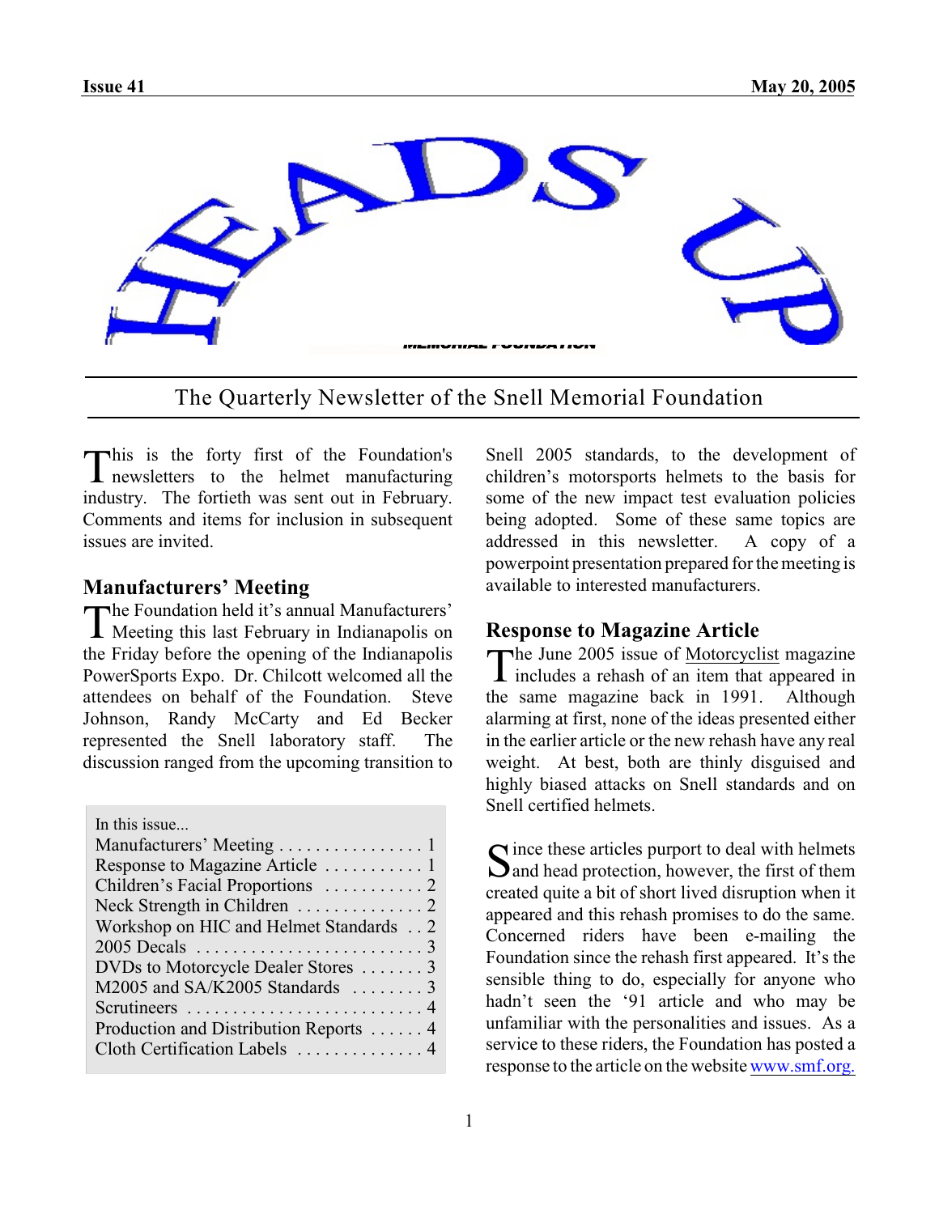Issue 41 May 20, 2005

# HEADS UP

The Quarterly Newsletter of the Snell Memorial Foundation

This is the forty first of the Foundation's newsletters to the helmet manufacturing industry. The fortieth was sent out in February. Comments and items for inclusion in subsequent issues are invited.

## Manufacturers' Meeting

The Foundation held it's annual Manufacturers' Meeting this last February in Indianapolis on the Friday before the opening of the Indianapolis PowerSports Expo. Dr. Chilcott welcomed all the attendees on behalf of the Foundation. Steve Johnson, Randy McCarty and Ed Becker represented the Snell laboratory staff. The discussion ranged from the upcoming transition to Snell 2005 standards, to the development of children's motorsports helmets to the basis for some of the new impact test evaluation policies being adopted. Some of these same topics are addressed in this newsletter. A copy of a powerpoint presentation prepared for the meeting is available to interested manufacturers.

In this issue...

- Manufacturers' Meeting . . . . . . . . . . . . . . . . 1
- Response to Magazine Article . . . . . . . . . . . 1
- Children's Facial Proportions . . . . . . . . . . . 2
- Neck Strength in Children . . . . . . . . . . . . . . 2
- Workshop on HIC and Helmet Standards . . 2
- 2005 Decals . . . . . . . . . . . . . . . . . . . . . . . . . 3
- DVDs to Motorcycle Dealer Stores . . . . . . . 3
- M2005 and SA/K2005 Standards . . . . . . . . 3
- Scrutineers . . . . . . . . . . . . . . . . . . . . . . . . . . 4
- Production and Distribution Reports . . . . . . 4
- Cloth Certification Labels . . . . . . . . . . . . . . 4

## Response to Magazine Article

The June 2005 issue of Motorcyclist magazine includes a rehash of an item that appeared in the same magazine back in 1991. Although alarming at first, none of the ideas presented either in the earlier article or the new rehash have any real weight. At best, both are thinly disguised and highly biased attacks on Snell standards and on Snell certified helmets.

Since these articles purport to deal with helmets and head protection, however, the first of them created quite a bit of short lived disruption when it appeared and this rehash promises to do the same. Concerned riders have been e-mailing the Foundation since the rehash first appeared. It's the sensible thing to do, especially for anyone who hadn't seen the '91 article and who may be unfamiliar with the personalities and issues. As a service to these riders, the Foundation has posted a response to the article on the website www.smf.org.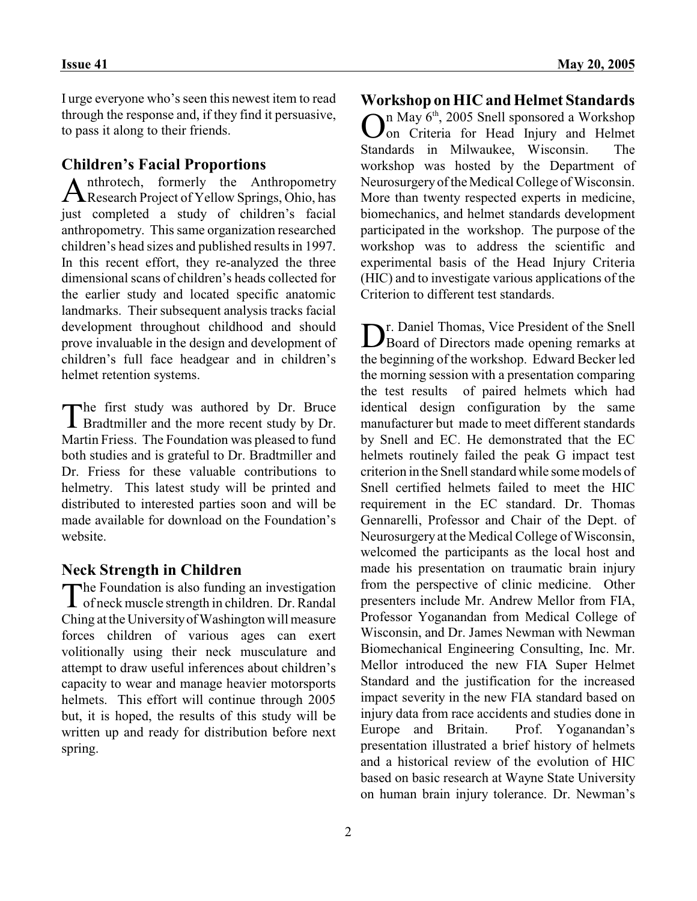I urge everyone who's seen this newest item to read through the response and, if they find it persuasive, to pass it along to their friends.

## Children's Facial Proportions

Anthrotech, formerly the Anthropometry Research Project of Yellow Springs, Ohio, has just completed a study of children's facial anthropometry. This same organization researched children's head sizes and published results in 1997. In this recent effort, they re-analyzed the three dimensional scans of children's heads collected for the earlier study and located specific anatomic landmarks. Their subsequent analysis tracks facial development throughout childhood and should prove invaluable in the design and development of children's full face headgear and in children's helmet retention systems.

The first study was authored by Dr. Bruce Bradtmiller and the more recent study by Dr. Martin Friess. The Foundation was pleased to fund both studies and is grateful to Dr. Bradtmiller and Dr. Friess for these valuable contributions to helmetry. This latest study will be printed and distributed to interested parties soon and will be made available for download on the Foundation's website.

## Neck Strength in Children

The Foundation is also funding an investigation of neck muscle strength in children. Dr. Randal Ching at the University of Washington will measure forces children of various ages can exert volitionally using their neck musculature and attempt to draw useful inferences about children's capacity to wear and manage heavier motorsports helmets. This effort will continue through 2005 but, it is hoped, the results of this study will be written up and ready for distribution before next spring.

## Workshop on HIC and Helmet Standards

On May 6th, 2005 Snell sponsored a Workshop on Criteria for Head Injury and Helmet Standards in Milwaukee, Wisconsin. The workshop was hosted by the Department of Neurosurgery of the Medical College of Wisconsin. More than twenty respected experts in medicine, biomechanics, and helmet standards development participated in the workshop. The purpose of the workshop was to address the scientific and experimental basis of the Head Injury Criteria (HIC) and to investigate various applications of the Criterion to different test standards.

Dr. Daniel Thomas, Vice President of the Snell Board of Directors made opening remarks at the beginning of the workshop. Edward Becker led the morning session with a presentation comparing the test results of paired helmets which had identical design configuration by the same manufacturer but made to meet different standards by Snell and EC. He demonstrated that the EC helmets routinely failed the peak G impact test criterion in the Snell standard while some models of Snell certified helmets failed to meet the HIC requirement in the EC standard. Dr. Thomas Gennarelli, Professor and Chair of the Dept. of Neurosurgery at the Medical College of Wisconsin, welcomed the participants as the local host and made his presentation on traumatic brain injury from the perspective of clinic medicine. Other presenters include Mr. Andrew Mellor from FIA, Professor Yoganandan from Medical College of Wisconsin, and Dr. James Newman with Newman Biomechanical Engineering Consulting, Inc. Mr. Mellor introduced the new FIA Super Helmet Standard and the justification for the increased impact severity in the new FIA standard based on injury data from race accidents and studies done in Europe and Britain. Prof. Yoganandan's presentation illustrated a brief history of helmets and a historical review of the evolution of HIC based on basic research at Wayne State University on human brain injury tolerance. Dr. Newman's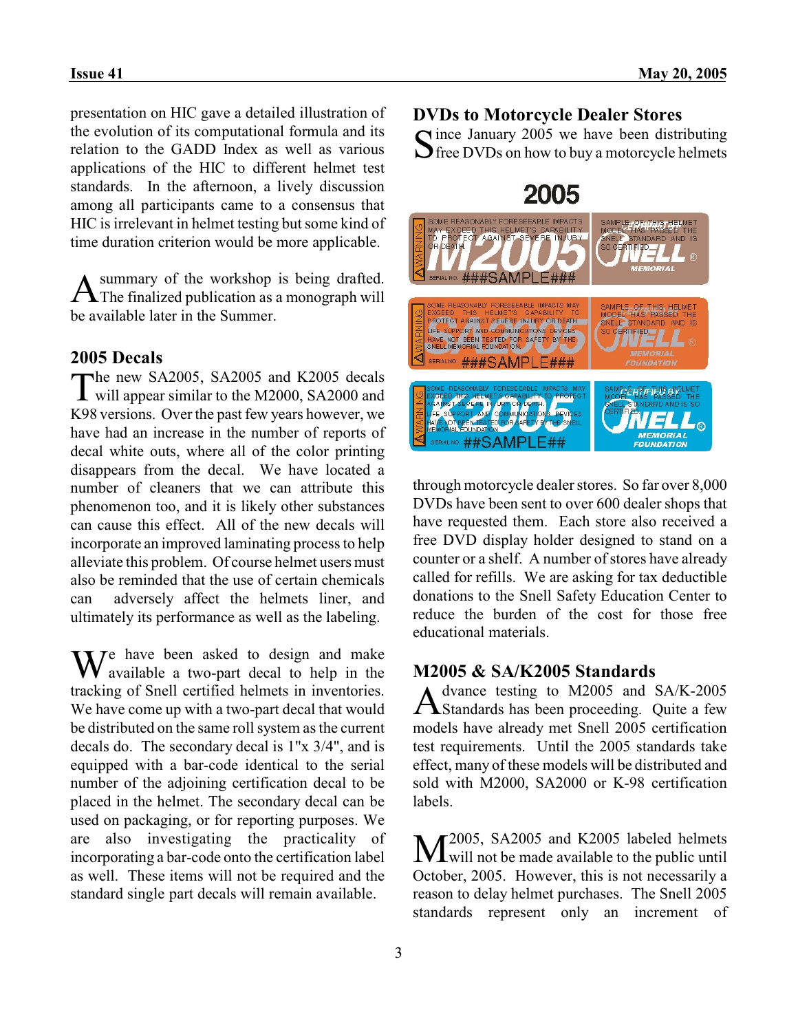presentation on HIC gave a detailed illustration of the evolution of its computational formula and its relation to the GADD Index as well as various applications of the HIC to different helmet test standards. In the afternoon, a lively discussion among all participants came to a consensus that HIC is irrelevant in helmet testing but some kind of time duration criterion would be more applicable.

A summary of the workshop is being drafted. The finalized publication as a monograph will be available later in the Summer.

## 2005 Decals

The new SA2005, SA2005 and K2005 decals will appear similar to the M2000, SA2000 and K98 versions. Over the past few years however, we have had an increase in the number of reports of decal white outs, where all of the color printing disappears from the decal. We have located a number of cleaners that we can attribute this phenomenon too, and it is likely other substances can cause this effect. All of the new decals will incorporate an improved laminating process to help alleviate this problem. Of course helmet users must also be reminded that the use of certain chemicals can adversely affect the helmets liner, and ultimately its performance as well as the labeling.

We have been asked to design and make available a two-part decal to help in the tracking of Snell certified helmets in inventories. We have come up with a two-part decal that would be distributed on the same roll system as the current decals do. The secondary decal is 1"x 3/4", and is equipped with a bar-code identical to the serial number of the adjoining certification decal to be placed in the helmet. The secondary decal can be used on packaging, or for reporting purposes. We are also investigating the practicality of incorporating a bar-code onto the certification label as well. These items will not be required and the standard single part decals will remain available.

## DVDs to Motorcycle Dealer Stores

Since January 2005 we have been distributing free DVDs on how to buy a motorcycle helmets through motorcycle dealer stores. So far over 8,000 DVDs have been sent to over 600 dealer shops that have requested them. Each store also received a free DVD display holder designed to stand on a counter or a shelf. A number of stores have already called for refills. We are asking for tax deductible donations to the Snell Safety Education Center to reduce the burden of the cost for those free educational materials.

## M2005 & SA/K2005 Standards

Advance testing to M2005 and SA/K-2005 Standards has been proceeding. Quite a few models have already met Snell 2005 certification test requirements. Until the 2005 standards take effect, many of these models will be distributed and sold with M2000, SA2000 or K-98 certification labels.

M2005, SA2005 and K2005 labeled helmets will not be made available to the public until October, 2005. However, this is not necessarily a reason to delay helmet purchases. The Snell 2005 standards represent only an increment of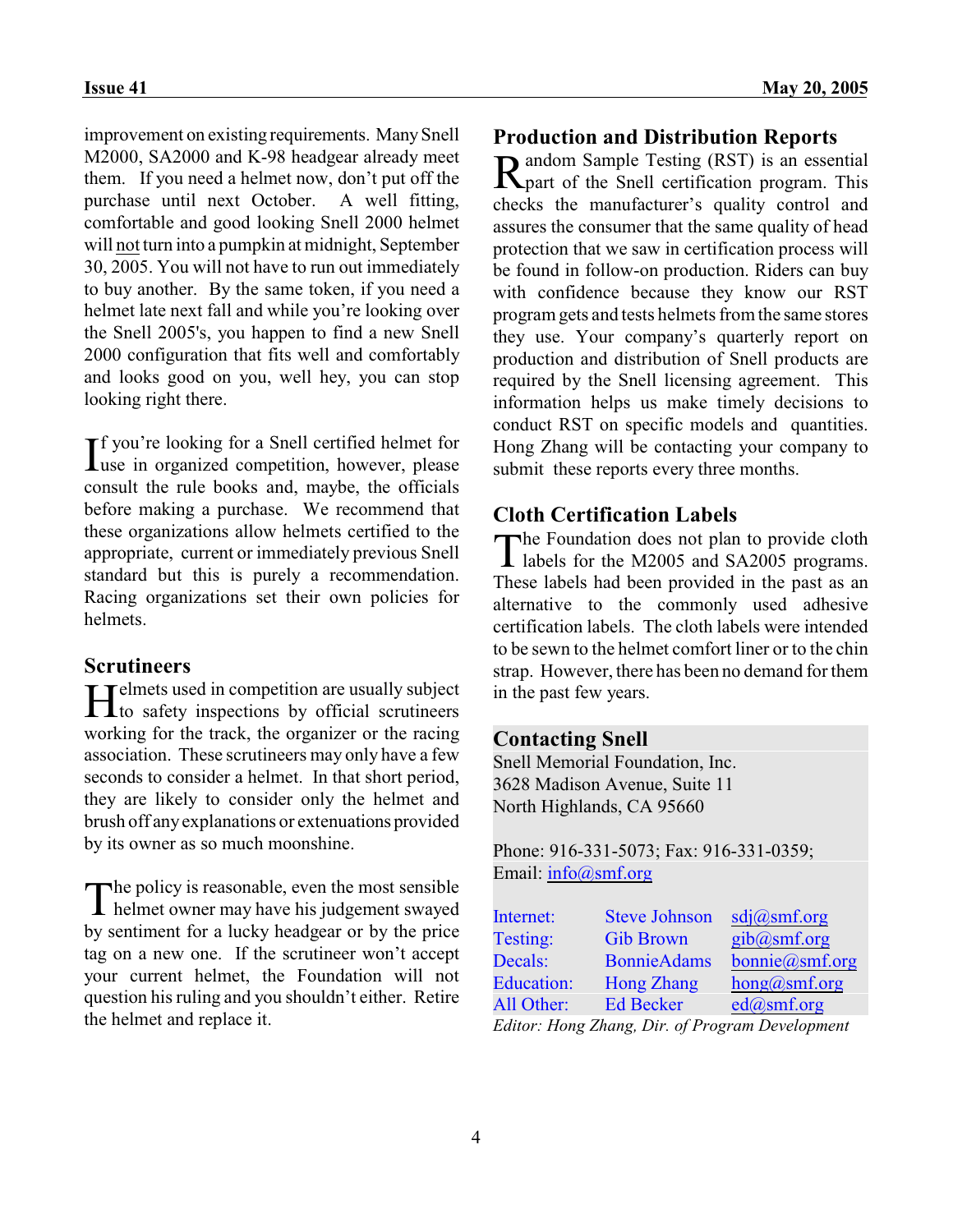improvement on existing requirements. Many Snell M2000, SA2000 and K-98 headgear already meet them. If you need a helmet now, don't put off the purchase until next October. A well fitting, comfortable and good looking Snell 2000 helmet will not turn into a pumpkin at midnight, September 30, 2005. You will not have to run out immediately to buy another. By the same token, if you need a helmet late next fall and while you're looking over the Snell 2005's, you happen to find a new Snell 2000 configuration that fits well and comfortably and looks good on you, well hey, you can stop looking right there.

If you're looking for a Snell certified helmet for use in organized competition, however, please consult the rule books and, maybe, the officials before making a purchase. We recommend that these organizations allow helmets certified to the appropriate, current or immediately previous Snell standard but this is purely a recommendation. Racing organizations set their own policies for helmets.

## Scrutineers

Helmets used in competition are usually subject to safety inspections by official scrutineers working for the track, the organizer or the racing association. These scrutineers may only have a few seconds to consider a helmet. In that short period, they are likely to consider only the helmet and brush off any explanations or extenuations provided by its owner as so much moonshine.

The policy is reasonable, even the most sensible helmet owner may have his judgement swayed by sentiment for a lucky headgear or by the price tag on a new one. If the scrutineer won't accept your current helmet, the Foundation will not question his ruling and you shouldn't either. Retire the helmet and replace it.

## Production and Distribution Reports

Random Sample Testing (RST) is an essential part of the Snell certification program. This checks the manufacturer's quality control and assures the consumer that the same quality of head protection that we saw in certification process will be found in follow-on production. Riders can buy with confidence because they know our RST program gets and tests helmets from the same stores they use. Your company's quarterly report on production and distribution of Snell products are required by the Snell licensing agreement. This information helps us make timely decisions to conduct RST on specific models and quantities. Hong Zhang will be contacting your company to submit these reports every three months.

## Cloth Certification Labels

The Foundation does not plan to provide cloth labels for the M2005 and SA2005 programs. These labels had been provided in the past as an alternative to the commonly used adhesive certification labels. The cloth labels were intended to be sewn to the helmet comfort liner or to the chin strap. However, there has been no demand for them in the past few years.

## Contacting Snell

Snell Memorial Foundation, Inc.
3628 Madison Avenue, Suite 11
North Highlands, CA 95660

Phone: 916-331-5073; Fax: 916-331-0359;
Email: info@smf.org

| | | |
|---|---|---|
| Internet: | Steve Johnson | sdj@smf.org |
| Testing: | Gib Brown | gib@smf.org |
| Decals: | BonnieAdams | bonnie@smf.org |
| Education: | Hong Zhang | hong@smf.org |
| All Other: | Ed Becker | ed@smf.org |

*Editor: Hong Zhang, Dir. of Program Development*